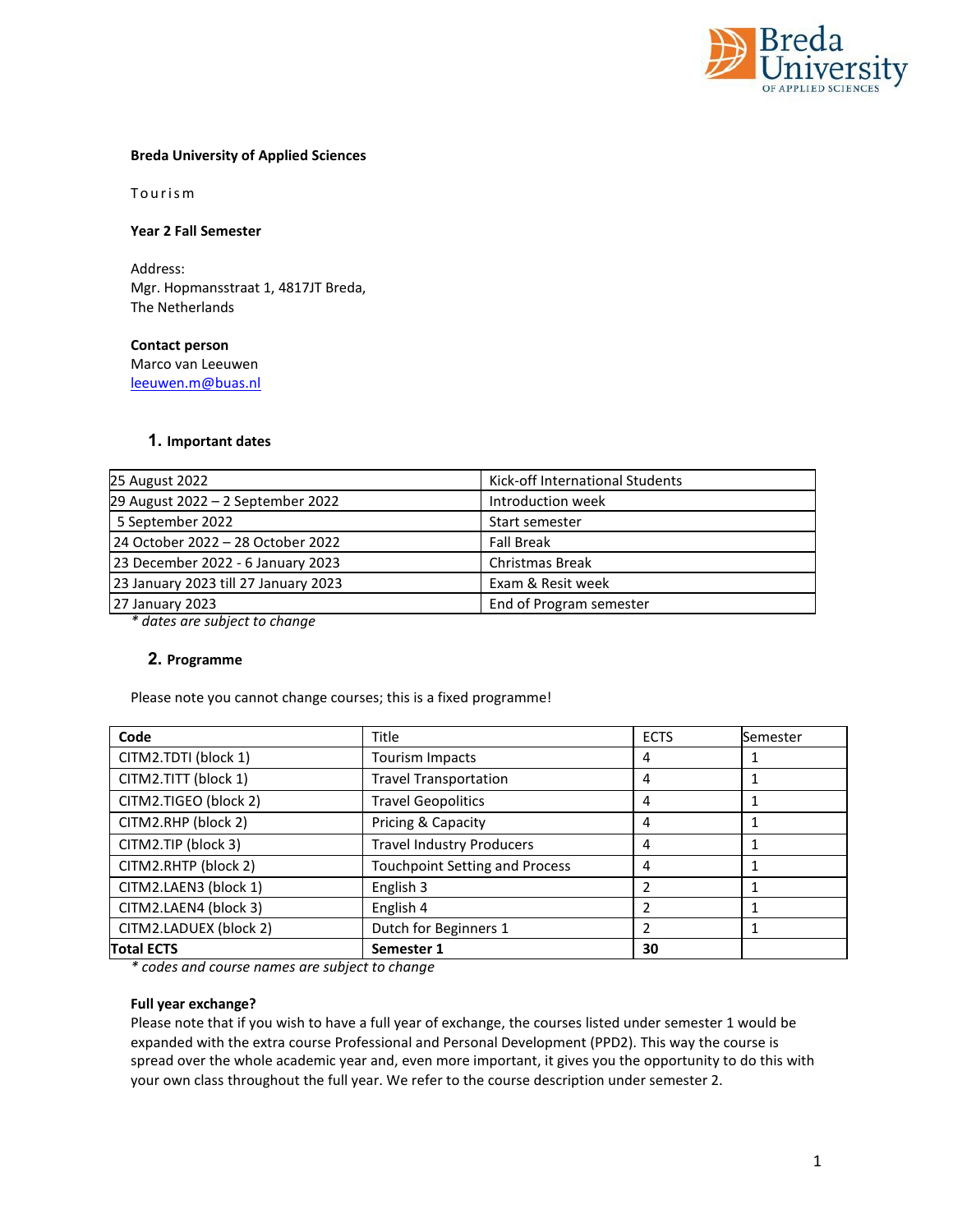**Breda University of Applied Sciences**

Tourism

**Year 2 Fall Semester**

Address:
Mgr. Hopmansstraat 1, 4817JT Breda,
The Netherlands

**Contact person**
Marco van Leeuwen
leeuwen.m@buas.nl

## 1. Important dates

| | |
|---|---|
| 25 August 2022 | Kick-off International Students |
| 29 August 2022 – 2 September 2022 | Introduction week |
| 5 September 2022 | Start semester |
| 24 October 2022 – 28 October 2022 | Fall Break |
| 23 December 2022 - 6 January 2023 | Christmas Break |
| 23 January 2023 till 27 January 2023 | Exam & Resit week |
| 27 January 2023 | End of Program semester |

*\* dates are subject to change*

## 2. Programme

Please note you cannot change courses; this is a fixed programme!

| **Code** | Title | ECTS | Semester |
|---|---|---|---|
| CITM2.TDTI (block 1) | Tourism Impacts | 4 | 1 |
| CITM2.TITT (block 1) | Travel Transportation | 4 | 1 |
| CITM2.TIGEO (block 2) | Travel Geopolitics | 4 | 1 |
| CITM2.RHP (block 2) | Pricing & Capacity | 4 | 1 |
| CITM2.TIP (block 3) | Travel Industry Producers | 4 | 1 |
| CITM2.RHTP (block 2) | Touchpoint Setting and Process | 4 | 1 |
| CITM2.LAEN3 (block 1) | English 3 | 2 | 1 |
| CITM2.LAEN4 (block 3) | English 4 | 2 | 1 |
| CITM2.LADUEX (block 2) | Dutch for Beginners 1 | 2 | 1 |
| **Total ECTS** | **Semester 1** | **30** | |

*\* codes and course names are subject to change*

**Full year exchange?**
Please note that if you wish to have a full year of exchange, the courses listed under semester 1 would be expanded with the extra course Professional and Personal Development (PPD2). This way the course is spread over the whole academic year and, even more important, it gives you the opportunity to do this with your own class throughout the full year. We refer to the course description under semester 2.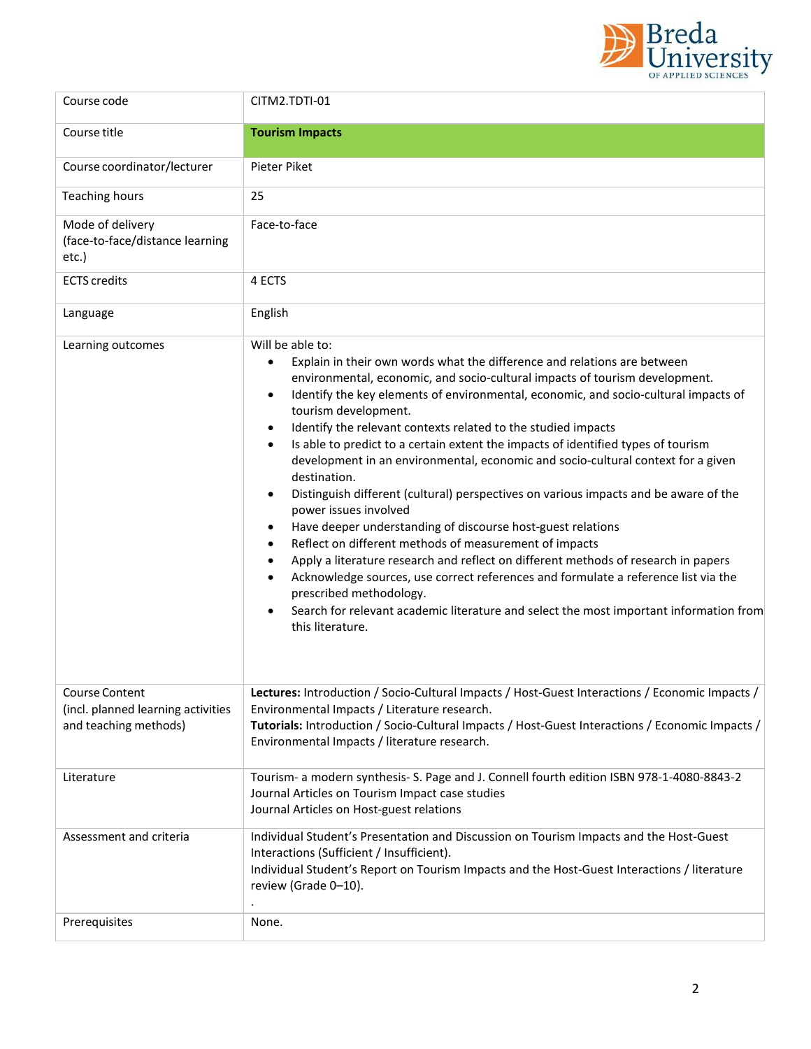| Course code | CITM2.TDTI-01 |
|---|---|
| Course title | **Tourism Impacts** |
| Course coordinator/lecturer | Pieter Piket |
| Teaching hours | 25 |
| Mode of delivery (face-to-face/distance learning etc.) | Face-to-face |
| ECTS credits | 4 ECTS |
| Language | English |
| Learning outcomes | Will be able to:<br>• Explain in their own words what the difference and relations are between environmental, economic, and socio-cultural impacts of tourism development.<br>• Identify the key elements of environmental, economic, and socio-cultural impacts of tourism development.<br>• Identify the relevant contexts related to the studied impacts<br>• Is able to predict to a certain extent the impacts of identified types of tourism development in an environmental, economic and socio-cultural context for a given destination.<br>• Distinguish different (cultural) perspectives on various impacts and be aware of the power issues involved<br>• Have deeper understanding of discourse host-guest relations<br>• Reflect on different methods of measurement of impacts<br>• Apply a literature research and reflect on different methods of research in papers<br>• Acknowledge sources, use correct references and formulate a reference list via the prescribed methodology.<br>• Search for relevant academic literature and select the most important information from this literature. |
| Course Content (incl. planned learning activities and teaching methods) | **Lectures:** Introduction / Socio-Cultural Impacts / Host-Guest Interactions / Economic Impacts / Environmental Impacts / Literature research.<br>**Tutorials:** Introduction / Socio-Cultural Impacts / Host-Guest Interactions / Economic Impacts / Environmental Impacts / literature research. |
| Literature | Tourism- a modern synthesis- S. Page and J. Connell fourth edition ISBN 978-1-4080-8843-2<br>Journal Articles on Tourism Impact case studies<br>Journal Articles on Host-guest relations |
| Assessment and criteria | Individual Student's Presentation and Discussion on Tourism Impacts and the Host-Guest Interactions (Sufficient / Insufficient).<br>Individual Student's Report on Tourism Impacts and the Host-Guest Interactions / literature review (Grade 0–10).<br>. |
| Prerequisites | None. |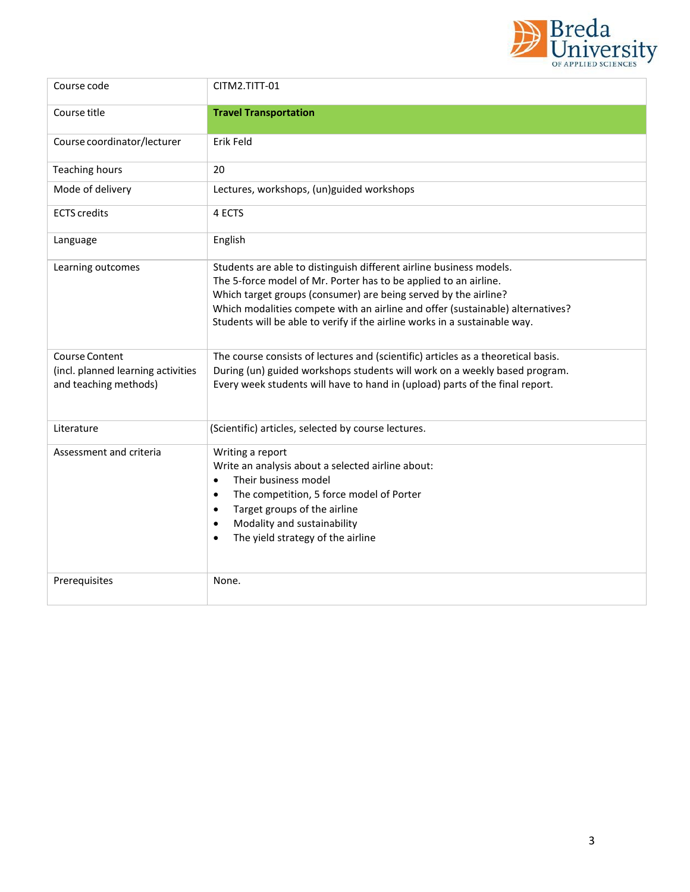| Course code | CITM2.TITT-01 |
|---|---|
| Course title | **Travel Transportation** |
| Course coordinator/lecturer | Erik Feld |
| Teaching hours | 20 |
| Mode of delivery | Lectures, workshops, (un)guided workshops |
| ECTS credits | 4 ECTS |
| Language | English |
| Learning outcomes | Students are able to distinguish different airline business models.<br>The 5-force model of Mr. Porter has to be applied to an airline.<br>Which target groups (consumer) are being served by the airline?<br>Which modalities compete with an airline and offer (sustainable) alternatives?<br>Students will be able to verify if the airline works in a sustainable way. |
| Course Content (incl. planned learning activities and teaching methods) | The course consists of lectures and (scientific) articles as a theoretical basis.<br>During (un) guided workshops students will work on a weekly based program.<br>Every week students will have to hand in (upload) parts of the final report. |
| Literature | (Scientific) articles, selected by course lectures. |
| Assessment and criteria | Writing a report<br>Write an analysis about a selected airline about:<br>• Their business model<br>• The competition, 5 force model of Porter<br>• Target groups of the airline<br>• Modality and sustainability<br>• The yield strategy of the airline |
| Prerequisites | None. |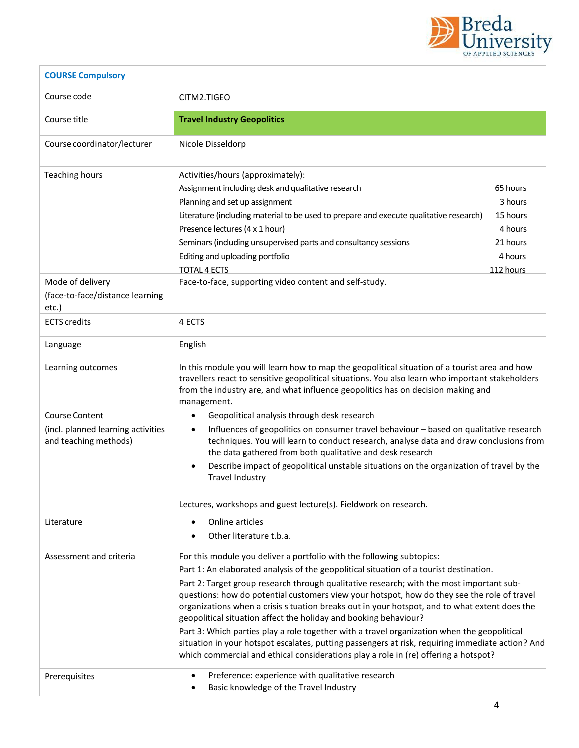| COURSE Compulsory | |
|---|---|
| Course code | CITM2.TIGEO |
| Course title | **Travel Industry Geopolitics** |
| Course coordinator/lecturer | Nicole Disseldorp |
| Teaching hours | Activities/hours (approximately):<br>Assignment including desk and qualitative research — 65 hours<br>Planning and set up assignment — 3 hours<br>Literature (including material to be used to prepare and execute qualitative research) — 15 hours<br>Presence lectures (4 x 1 hour) — 4 hours<br>Seminars (including unsupervised parts and consultancy sessions — 21 hours<br>Editing and uploading portfolio — 4 hours<br>TOTAL 4 ECTS — 112 hours |
| Mode of delivery (face-to-face/distance learning etc.) | Face-to-face, supporting video content and self-study. |
| ECTS credits | 4 ECTS |
| Language | English |
| Learning outcomes | In this module you will learn how to map the geopolitical situation of a tourist area and how travellers react to sensitive geopolitical situations. You also learn who important stakeholders from the industry are, and what influence geopolitics has on decision making and management. |
| Course Content (incl. planned learning activities and teaching methods) | • Geopolitical analysis through desk research<br>• Influences of geopolitics on consumer travel behaviour – based on qualitative research techniques. You will learn to conduct research, analyse data and draw conclusions from the data gathered from both qualitative and desk research<br>• Describe impact of geopolitical unstable situations on the organization of travel by the Travel Industry<br><br>Lectures, workshops and guest lecture(s). Fieldwork on research. |
| Literature | • Online articles<br>• Other literature t.b.a. |
| Assessment and criteria | For this module you deliver a portfolio with the following subtopics:<br>Part 1: An elaborated analysis of the geopolitical situation of a tourist destination.<br>Part 2: Target group research through qualitative research; with the most important sub-questions: how do potential customers view your hotspot, how do they see the role of travel organizations when a crisis situation breaks out in your hotspot, and to what extent does the geopolitical situation affect the holiday and booking behaviour?<br>Part 3: Which parties play a role together with a travel organization when the geopolitical situation in your hotspot escalates, putting passengers at risk, requiring immediate action? And which commercial and ethical considerations play a role in (re) offering a hotspot? |
| Prerequisites | • Preference: experience with qualitative research<br>• Basic knowledge of the Travel Industry |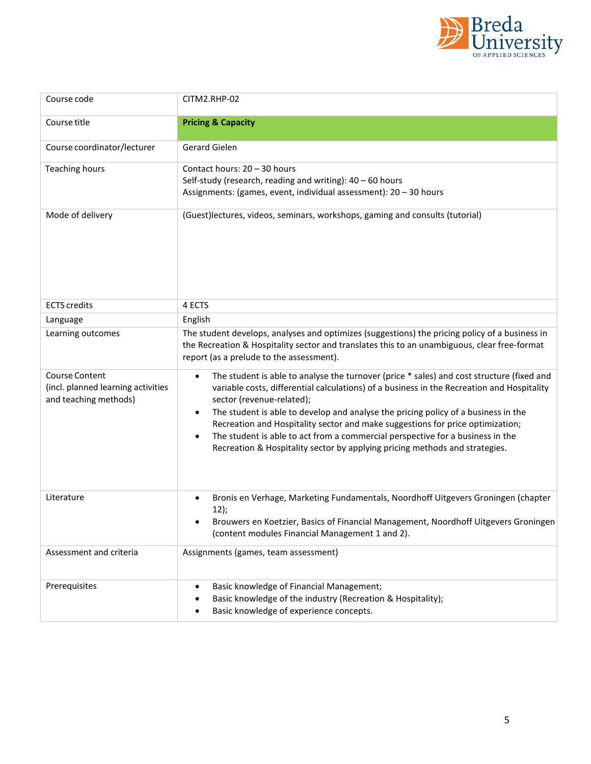| Course code | CITM2.RHP-02 |
|---|---|
| Course title | **Pricing & Capacity** |
| Course coordinator/lecturer | Gerard Gielen |
| Teaching hours | Contact hours: 20 – 30 hours<br>Self-study (research, reading and writing): 40 – 60 hours<br>Assignments: (games, event, individual assessment): 20 – 30 hours |
| Mode of delivery | (Guest)lectures, videos, seminars, workshops, gaming and consults (tutorial) |
| ECTS credits | 4 ECTS |
| Language | English |
| Learning outcomes | The student develops, analyses and optimizes (suggestions) the pricing policy of a business in the Recreation & Hospitality sector and translates this to an unambiguous, clear free-format report (as a prelude to the assessment). |
| Course Content (incl. planned learning activities and teaching methods) | • The student is able to analyse the turnover (price * sales) and cost structure (fixed and variable costs, differential calculations) of a business in the Recreation and Hospitality sector (revenue-related);<br>• The student is able to develop and analyse the pricing policy of a business in the Recreation and Hospitality sector and make suggestions for price optimization;<br>• The student is able to act from a commercial perspective for a business in the Recreation & Hospitality sector by applying pricing methods and strategies. |
| Literature | • Bronis en Verhage, Marketing Fundamentals, Noordhoff Uitgevers Groningen (chapter 12);<br>• Brouwers en Koetzier, Basics of Financial Management, Noordhoff Uitgevers Groningen (content modules Financial Management 1 and 2). |
| Assessment and criteria | Assignments (games, team assessment) |
| Prerequisites | • Basic knowledge of Financial Management;<br>• Basic knowledge of the industry (Recreation & Hospitality);<br>• Basic knowledge of experience concepts. |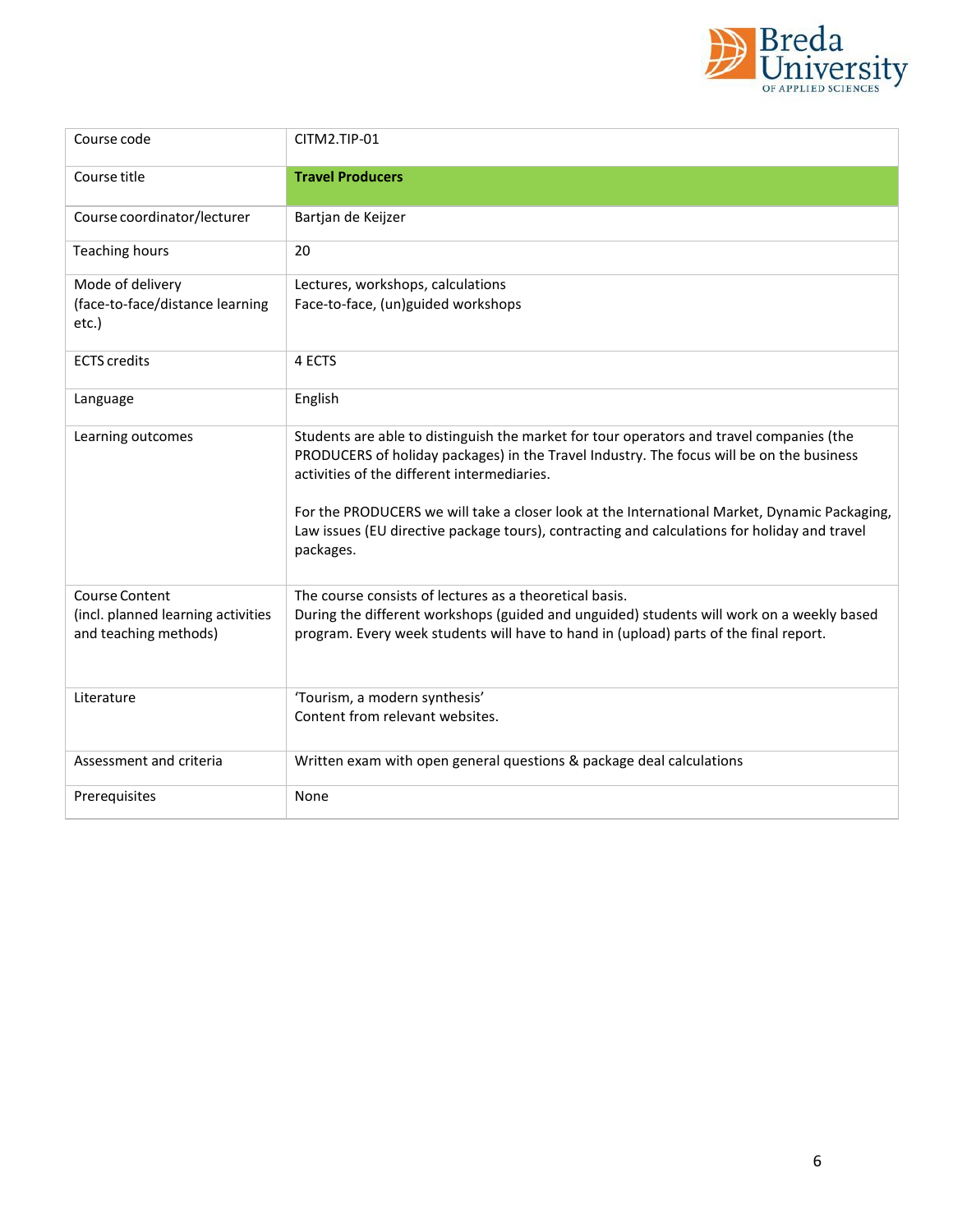| Course code | CITM2.TIP-01 |
|---|---|
| Course title | **Travel Producers** |
| Course coordinator/lecturer | Bartjan de Keijzer |
| Teaching hours | 20 |
| Mode of delivery (face-to-face/distance learning etc.) | Lectures, workshops, calculations<br>Face-to-face, (un)guided workshops |
| ECTS credits | 4 ECTS |
| Language | English |
| Learning outcomes | Students are able to distinguish the market for tour operators and travel companies (the PRODUCERS of holiday packages) in the Travel Industry. The focus will be on the business activities of the different intermediaries.<br><br>For the PRODUCERS we will take a closer look at the International Market, Dynamic Packaging, Law issues (EU directive package tours), contracting and calculations for holiday and travel packages. |
| Course Content (incl. planned learning activities and teaching methods) | The course consists of lectures as a theoretical basis.<br>During the different workshops (guided and unguided) students will work on a weekly based program. Every week students will have to hand in (upload) parts of the final report. |
| Literature | 'Tourism, a modern synthesis'<br>Content from relevant websites. |
| Assessment and criteria | Written exam with open general questions & package deal calculations |
| Prerequisites | None |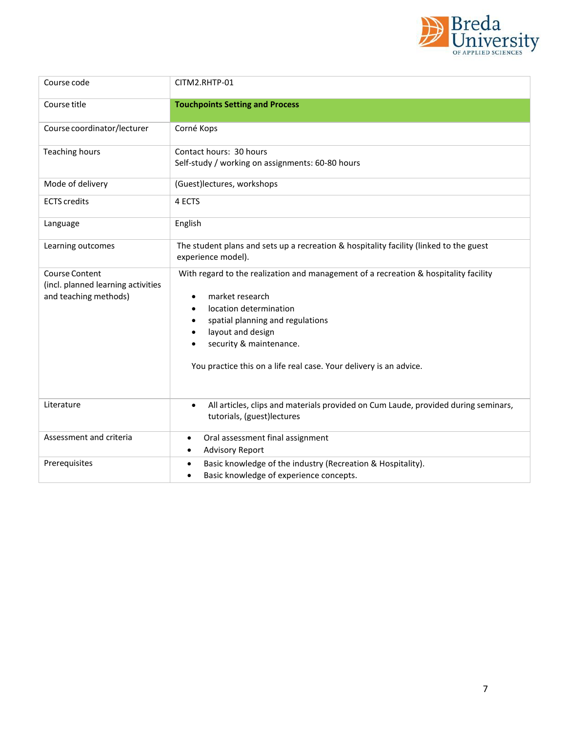| Course code | CITM2.RHTP-01 |
|---|---|
| Course title | **Touchpoints Setting and Process** |
| Course coordinator/lecturer | Corné Kops |
| Teaching hours | Contact hours: 30 hours<br>Self-study / working on assignments: 60-80 hours |
| Mode of delivery | (Guest)lectures, workshops |
| ECTS credits | 4 ECTS |
| Language | English |
| Learning outcomes | The student plans and sets up a recreation & hospitality facility (linked to the guest experience model). |
| Course Content<br>(incl. planned learning activities and teaching methods) | With regard to the realization and management of a recreation & hospitality facility<br>• market research<br>• location determination<br>• spatial planning and regulations<br>• layout and design<br>• security & maintenance.<br><br>You practice this on a life real case. Your delivery is an advice. |
| Literature | • All articles, clips and materials provided on Cum Laude, provided during seminars, tutorials, (guest)lectures |
| Assessment and criteria | • Oral assessment final assignment<br>• Advisory Report |
| Prerequisites | • Basic knowledge of the industry (Recreation & Hospitality).<br>• Basic knowledge of experience concepts. |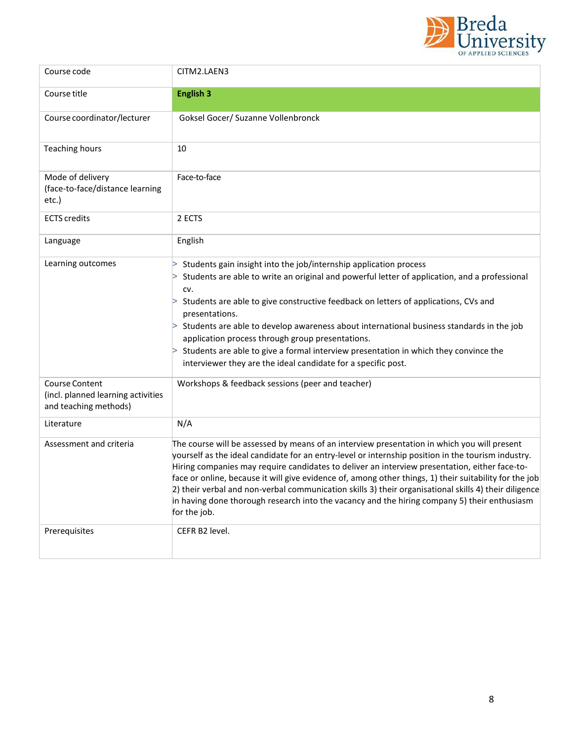| | |
|---|---|
| Course code | CITM2.LAEN3 |
| Course title | **English 3** |
| Course coordinator/lecturer | Goksel Gocer/ Suzanne Vollenbronck |
| Teaching hours | 10 |
| Mode of delivery (face-to-face/distance learning etc.) | Face-to-face |
| ECTS credits | 2 ECTS |
| Language | English |
| Learning outcomes | > Students gain insight into the job/internship application process<br>> Students are able to write an original and powerful letter of application, and a professional cv.<br>> Students are able to give constructive feedback on letters of applications, CVs and presentations.<br>> Students are able to develop awareness about international business standards in the job application process through group presentations.<br>> Students are able to give a formal interview presentation in which they convince the interviewer they are the ideal candidate for a specific post. |
| Course Content (incl. planned learning activities and teaching methods) | Workshops & feedback sessions (peer and teacher) |
| Literature | N/A |
| Assessment and criteria | The course will be assessed by means of an interview presentation in which you will present yourself as the ideal candidate for an entry-level or internship position in the tourism industry. Hiring companies may require candidates to deliver an interview presentation, either face-to-face or online, because it will give evidence of, among other things, 1) their suitability for the job 2) their verbal and non-verbal communication skills 3) their organisational skills 4) their diligence in having done thorough research into the vacancy and the hiring company 5) their enthusiasm for the job. |
| Prerequisites | CEFR B2 level. |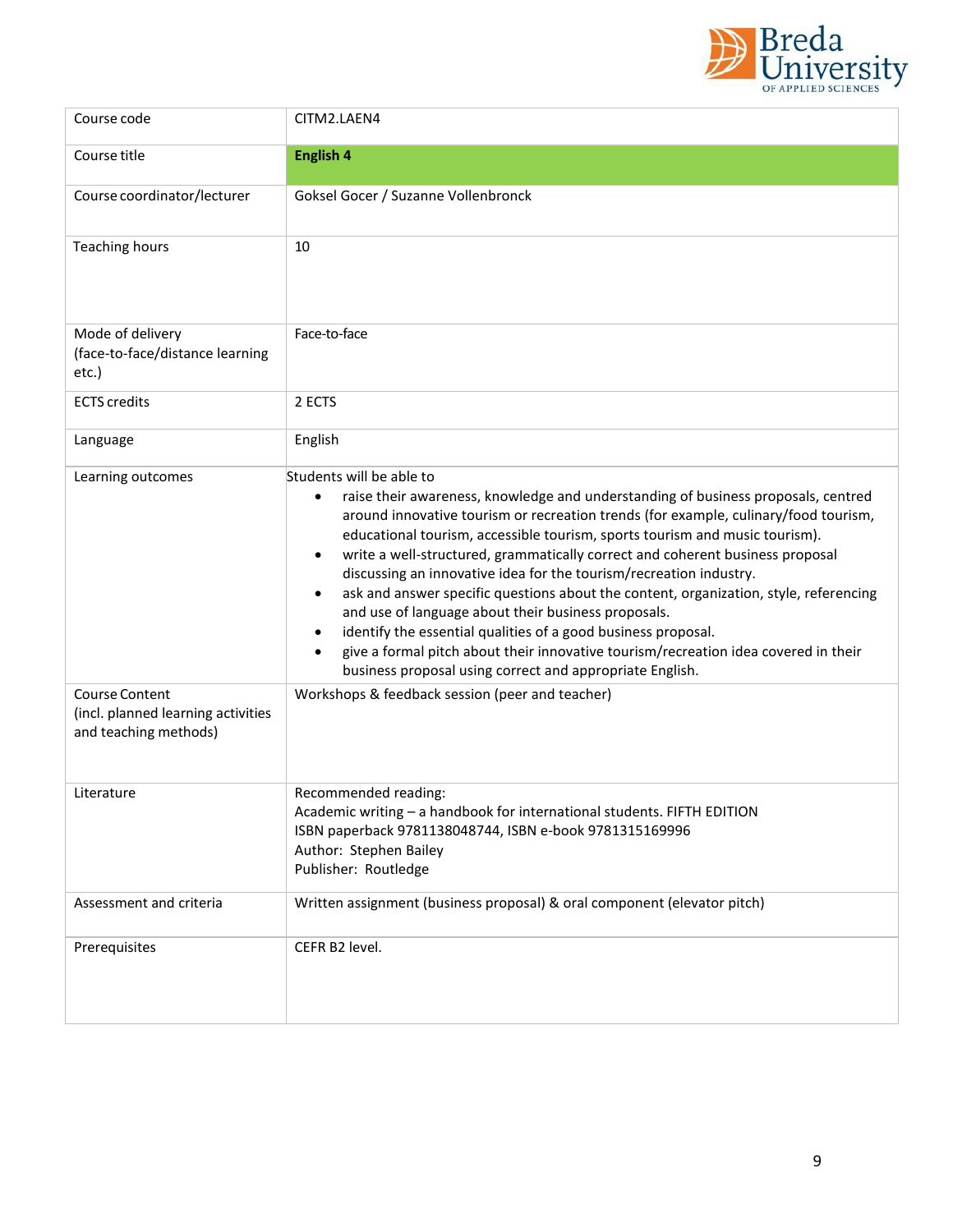| Course code | CITM2.LAEN4 |
| --- | --- |
| Course title | **English 4** |
| Course coordinator/lecturer | Goksel Gocer / Suzanne Vollenbronck |
| Teaching hours | 10 |
| Mode of delivery (face-to-face/distance learning etc.) | Face-to-face |
| ECTS credits | 2 ECTS |
| Language | English |
| Learning outcomes | Students will be able to<br>• raise their awareness, knowledge and understanding of business proposals, centred around innovative tourism or recreation trends (for example, culinary/food tourism, educational tourism, accessible tourism, sports tourism and music tourism).<br>• write a well-structured, grammatically correct and coherent business proposal discussing an innovative idea for the tourism/recreation industry.<br>• ask and answer specific questions about the content, organization, style, referencing and use of language about their business proposals.<br>• identify the essential qualities of a good business proposal.<br>• give a formal pitch about their innovative tourism/recreation idea covered in their business proposal using correct and appropriate English. |
| Course Content (incl. planned learning activities and teaching methods) | Workshops & feedback session (peer and teacher) |
| Literature | Recommended reading:<br>Academic writing – a handbook for international students. FIFTH EDITION<br>ISBN paperback 9781138048744, ISBN e-book 9781315169996<br>Author: Stephen Bailey<br>Publisher: Routledge |
| Assessment and criteria | Written assignment (business proposal) & oral component (elevator pitch) |
| Prerequisites | CEFR B2 level. |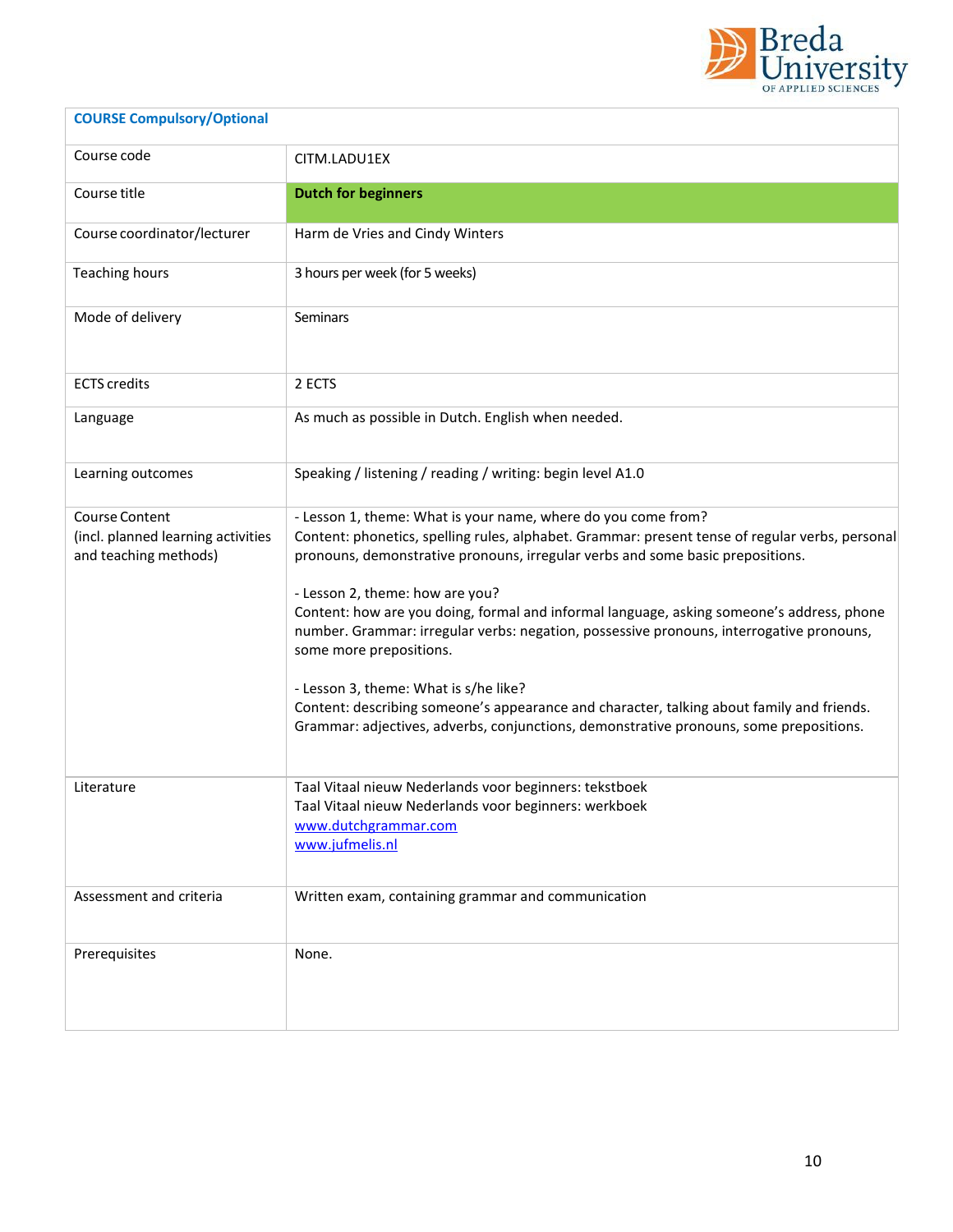| COURSE Compulsory/Optional | |
|---|---|
| Course code | CITM.LADU1EX |
| Course title | **Dutch for beginners** |
| Course coordinator/lecturer | Harm de Vries and Cindy Winters |
| Teaching hours | 3 hours per week (for 5 weeks) |
| Mode of delivery | Seminars |
| ECTS credits | 2 ECTS |
| Language | As much as possible in Dutch. English when needed. |
| Learning outcomes | Speaking / listening / reading / writing: begin level A1.0 |
| Course Content (incl. planned learning activities and teaching methods) | - Lesson 1, theme: What is your name, where do you come from?<br>Content: phonetics, spelling rules, alphabet. Grammar: present tense of regular verbs, personal pronouns, demonstrative pronouns, irregular verbs and some basic prepositions.<br><br>- Lesson 2, theme: how are you?<br>Content: how are you doing, formal and informal language, asking someone's address, phone number. Grammar: irregular verbs: negation, possessive pronouns, interrogative pronouns, some more prepositions.<br><br>- Lesson 3, theme: What is s/he like?<br>Content: describing someone's appearance and character, talking about family and friends. Grammar: adjectives, adverbs, conjunctions, demonstrative pronouns, some prepositions. |
| Literature | Taal Vitaal nieuw Nederlands voor beginners: tekstboek<br>Taal Vitaal nieuw Nederlands voor beginners: werkboek<br>www.dutchgrammar.com<br>www.jufmelis.nl |
| Assessment and criteria | Written exam, containing grammar and communication |
| Prerequisites | None. |